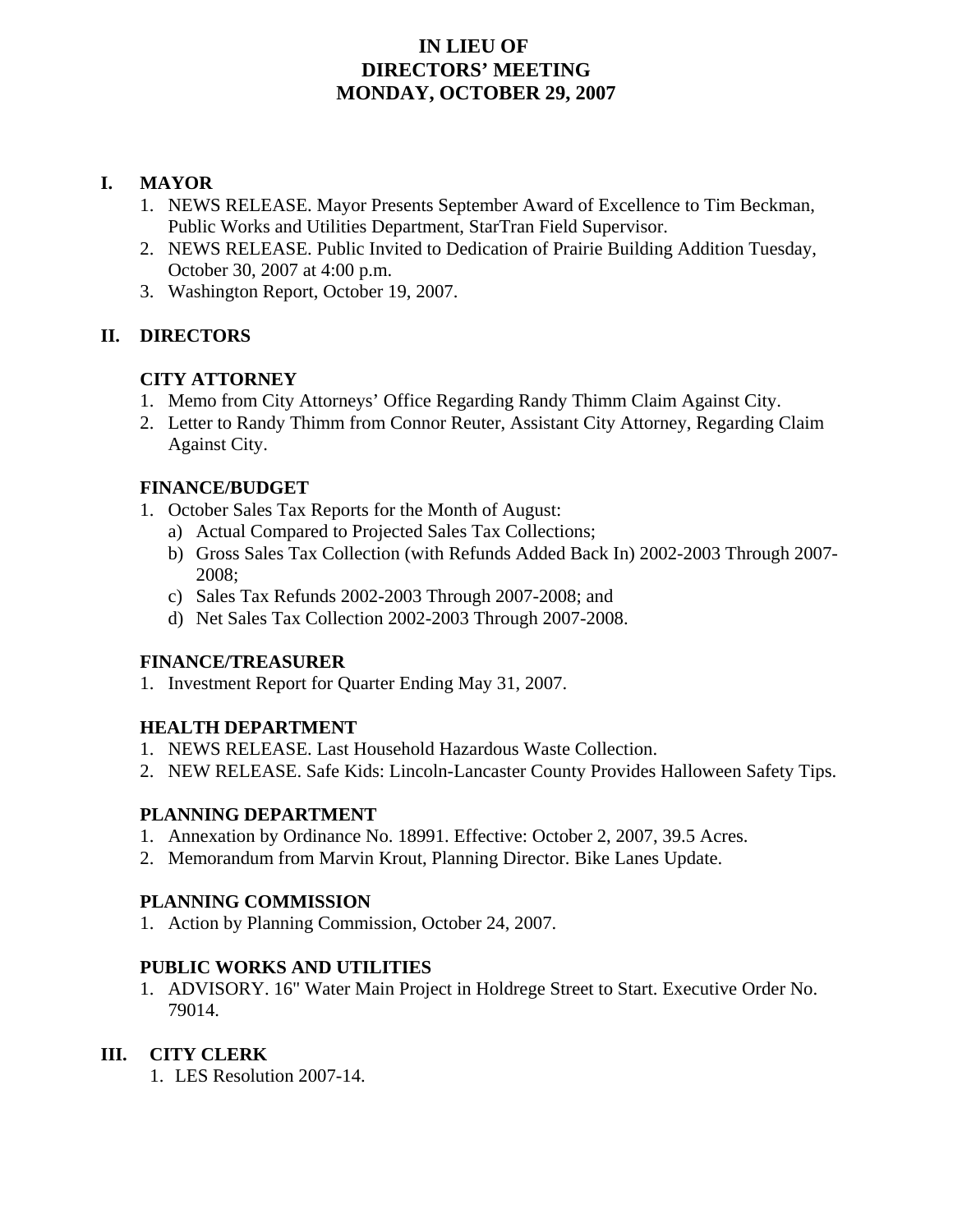# IN LIEU OF
# DIRECTORS' MEETING
# MONDAY, OCTOBER 29, 2007

## I. MAYOR

1. NEWS RELEASE. Mayor Presents September Award of Excellence to Tim Beckman, Public Works and Utilities Department, StarTran Field Supervisor.
2. NEWS RELEASE. Public Invited to Dedication of Prairie Building Addition Tuesday, October 30, 2007 at 4:00 p.m.
3. Washington Report, October 19, 2007.

## II. DIRECTORS

### CITY ATTORNEY

1. Memo from City Attorneys' Office Regarding Randy Thimm Claim Against City.
2. Letter to Randy Thimm from Connor Reuter, Assistant City Attorney, Regarding Claim Against City.

### FINANCE/BUDGET

1. October Sales Tax Reports for the Month of August:
   a) Actual Compared to Projected Sales Tax Collections;
   b) Gross Sales Tax Collection (with Refunds Added Back In) 2002-2003 Through 2007-2008;
   c) Sales Tax Refunds 2002-2003 Through 2007-2008; and
   d) Net Sales Tax Collection 2002-2003 Through 2007-2008.

### FINANCE/TREASURER

1. Investment Report for Quarter Ending May 31, 2007.

### HEALTH DEPARTMENT

1. NEWS RELEASE. Last Household Hazardous Waste Collection.
2. NEW RELEASE. Safe Kids: Lincoln-Lancaster County Provides Halloween Safety Tips.

### PLANNING DEPARTMENT

1. Annexation by Ordinance No. 18991. Effective: October 2, 2007, 39.5 Acres.
2. Memorandum from Marvin Krout, Planning Director. Bike Lanes Update.

### PLANNING COMMISSION

1. Action by Planning Commission, October 24, 2007.

### PUBLIC WORKS AND UTILITIES

1. ADVISORY. 16" Water Main Project in Holdrege Street to Start. Executive Order No. 79014.

## III. CITY CLERK

1. LES Resolution 2007-14.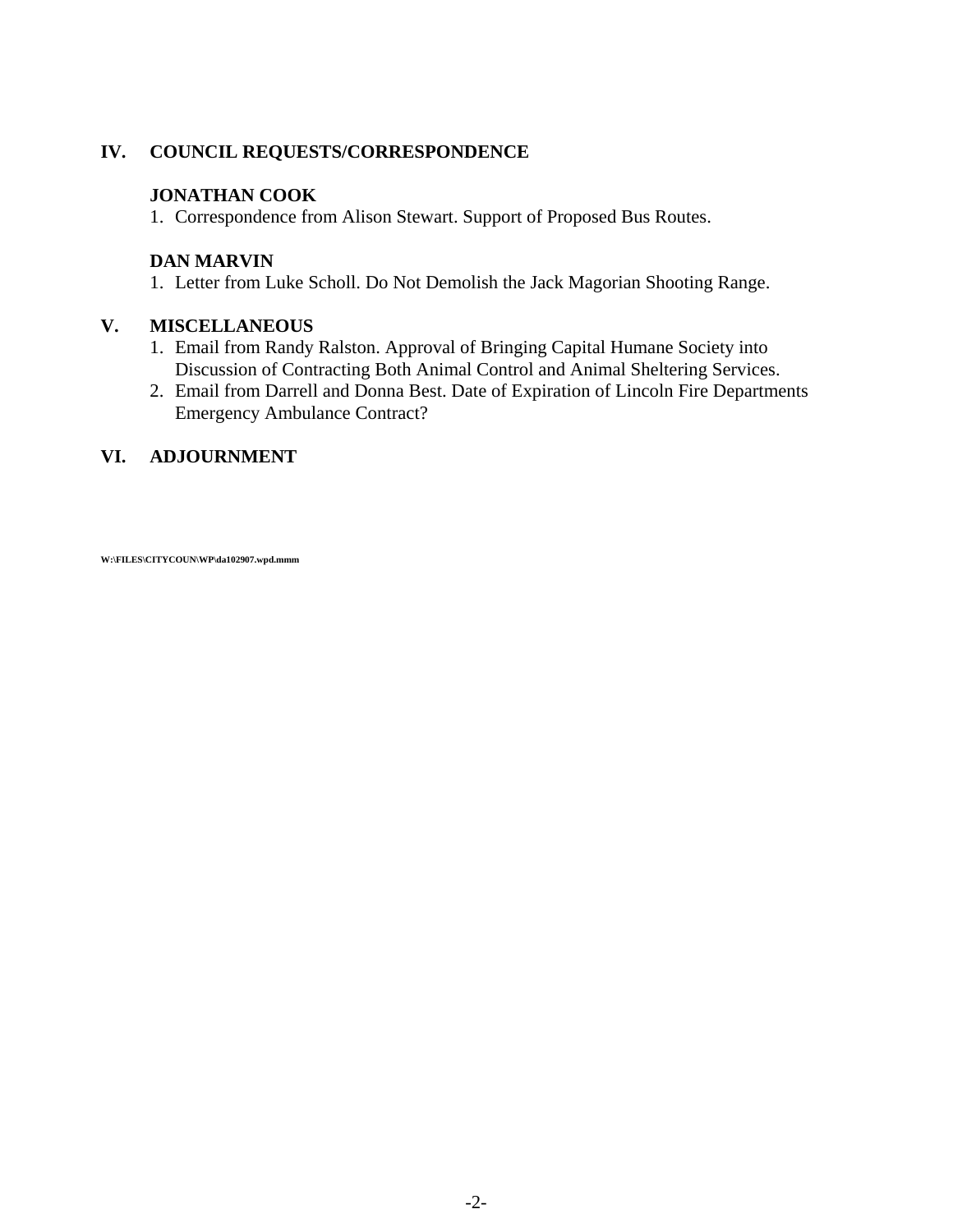## IV. COUNCIL REQUESTS/CORRESPONDENCE

### JONATHAN COOK

1. Correspondence from Alison Stewart. Support of Proposed Bus Routes.

### DAN MARVIN

1. Letter from Luke Scholl. Do Not Demolish the Jack Magorian Shooting Range.

## V. MISCELLANEOUS

1. Email from Randy Ralston. Approval of Bringing Capital Humane Society into Discussion of Contracting Both Animal Control and Animal Sheltering Services.
2. Email from Darrell and Donna Best. Date of Expiration of Lincoln Fire Departments Emergency Ambulance Contract?

## VI. ADJOURNMENT

W:\FILES\CITYCOUN\WP\da102907.wpd.mmm